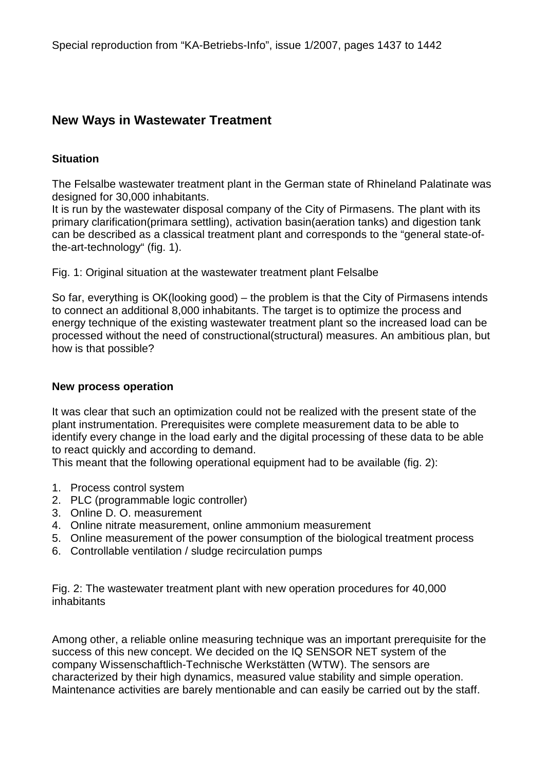Special reproduction from "KA-Betriebs-Info", issue 1/2007, pages 1437 to 1442

## New Ways in Wastewater Treatment

### Situation

The Felsalbe wastewater treatment plant in the German state of Rhineland Palatinate was designed for 30,000 inhabitants.
It is run by the wastewater disposal company of the City of Pirmasens. The plant with its primary clarification(primara settling), activation basin(aeration tanks) and digestion tank can be described as a classical treatment plant and corresponds to the "general state-of-the-art-technology" (fig. 1).

Fig. 1: Original situation at the wastewater treatment plant Felsalbe

So far, everything is OK(looking good) – the problem is that the City of Pirmasens intends to connect an additional 8,000 inhabitants. The target is to optimize the process and energy technique of the existing wastewater treatment plant so the increased load can be processed without the need of constructional(structural) measures. An ambitious plan, but how is that possible?

### New process operation

It was clear that such an optimization could not be realized with the present state of the plant instrumentation. Prerequisites were complete measurement data to be able to identify every change in the load early and the digital processing of these data to be able to react quickly and according to demand.
This meant that the following operational equipment had to be available (fig. 2):

1. Process control system
2. PLC (programmable logic controller)
3. Online D. O. measurement
4. Online nitrate measurement, online ammonium measurement
5. Online measurement of the power consumption of the biological treatment process
6. Controllable ventilation / sludge recirculation pumps

Fig. 2: The wastewater treatment plant with new operation procedures for 40,000 inhabitants

Among other, a reliable online measuring technique was an important prerequisite for the success of this new concept. We decided on the IQ SENSOR NET system of the company Wissenschaftlich-Technische Werkstätten (WTW). The sensors are characterized by their high dynamics, measured value stability and simple operation. Maintenance activities are barely mentionable and can easily be carried out by the staff.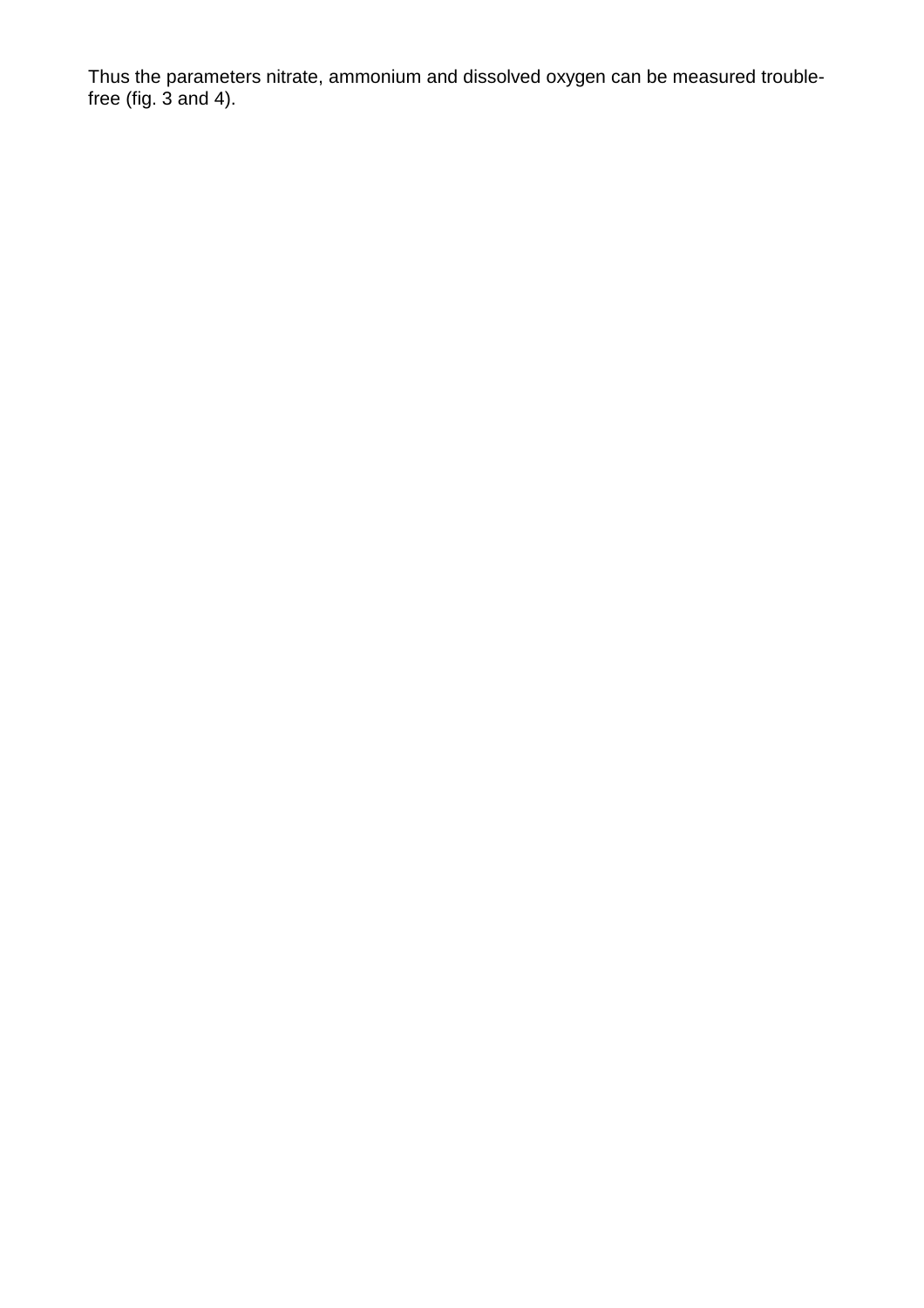Thus the parameters nitrate, ammonium and dissolved oxygen can be measured trouble-free (fig. 3 and 4).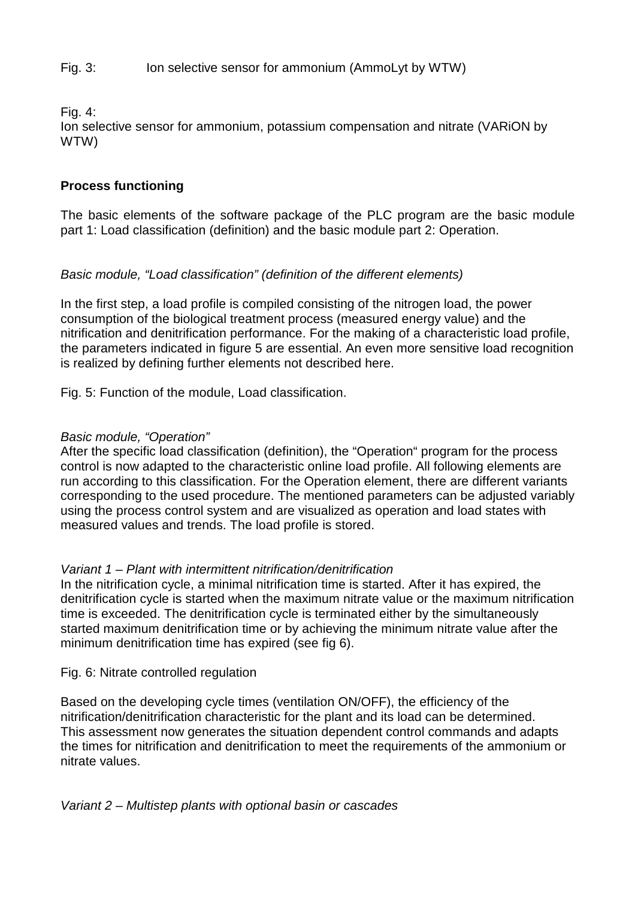Fig. 3: Ion selective sensor for ammonium (AmmoLyt by WTW)

Fig. 4:
Ion selective sensor for ammonium, potassium compensation and nitrate (VARiON by WTW)

**Process functioning**

The basic elements of the software package of the PLC program are the basic module part 1: Load classification (definition) and the basic module part 2: Operation.

*Basic module, "Load classification" (definition of the different elements)*

In the first step, a load profile is compiled consisting of the nitrogen load, the power consumption of the biological treatment process (measured energy value) and the nitrification and denitrification performance. For the making of a characteristic load profile, the parameters indicated in figure 5 are essential. An even more sensitive load recognition is realized by defining further elements not described here.

Fig. 5: Function of the module, Load classification.

*Basic module, "Operation"*
After the specific load classification (definition), the "Operation" program for the process control is now adapted to the characteristic online load profile. All following elements are run according to this classification. For the Operation element, there are different variants corresponding to the used procedure. The mentioned parameters can be adjusted variably using the process control system and are visualized as operation and load states with measured values and trends. The load profile is stored.

*Variant 1 – Plant with intermittent nitrification/denitrification*
In the nitrification cycle, a minimal nitrification time is started. After it has expired, the denitrification cycle is started when the maximum nitrate value or the maximum nitrification time is exceeded. The denitrification cycle is terminated either by the simultaneously started maximum denitrification time or by achieving the minimum nitrate value after the minimum denitrification time has expired (see fig 6).

Fig. 6: Nitrate controlled regulation

Based on the developing cycle times (ventilation ON/OFF), the efficiency of the nitrification/denitrification characteristic for the plant and its load can be determined. This assessment now generates the situation dependent control commands and adapts the times for nitrification and denitrification to meet the requirements of the ammonium or nitrate values.

*Variant 2 – Multistep plants with optional basin or cascades*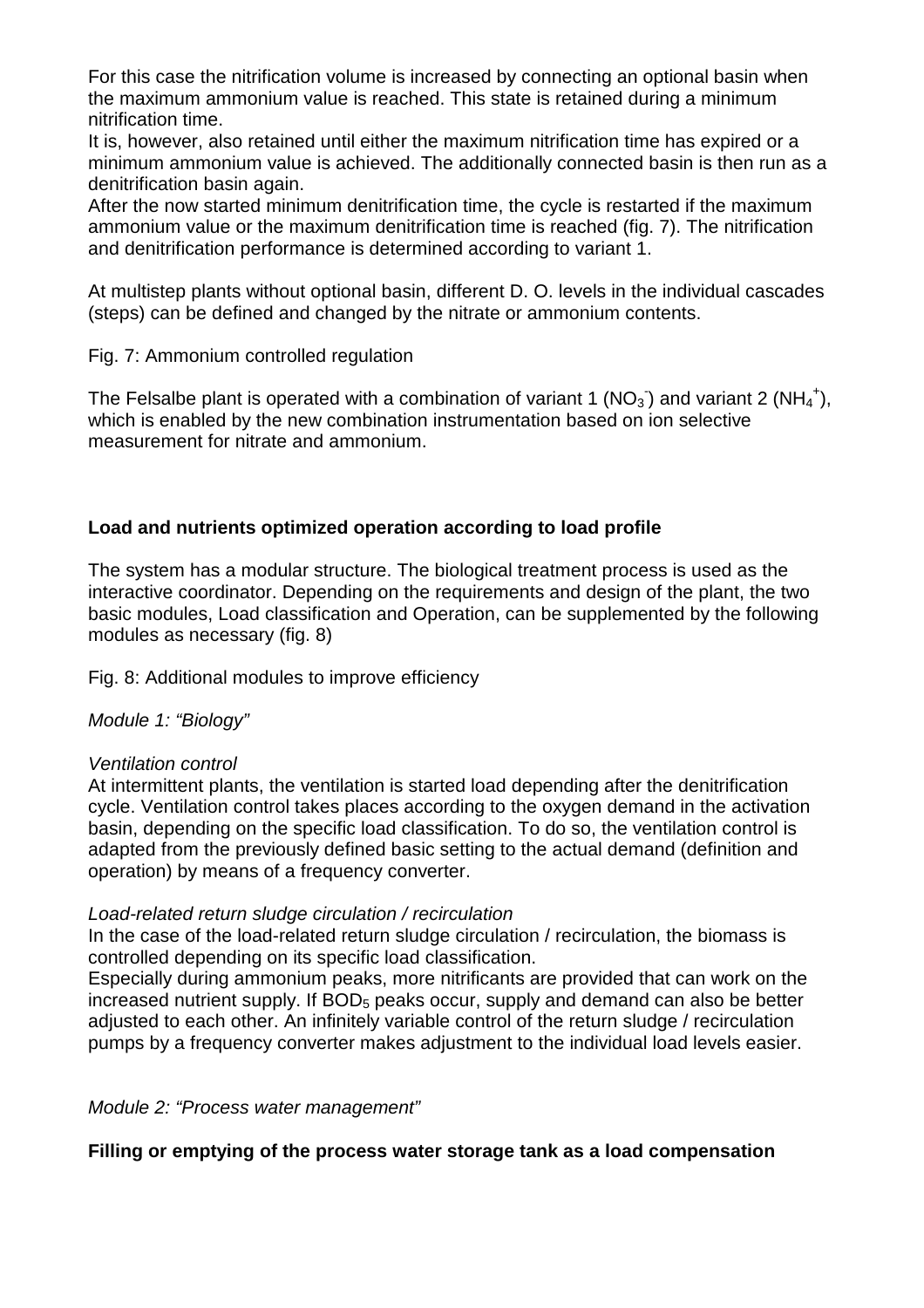For this case the nitrification volume is increased by connecting an optional basin when the maximum ammonium value is reached. This state is retained during a minimum nitrification time.
It is, however, also retained until either the maximum nitrification time has expired or a minimum ammonium value is achieved. The additionally connected basin is then run as a denitrification basin again.
After the now started minimum denitrification time, the cycle is restarted if the maximum ammonium value or the maximum denitrification time is reached (fig. 7). The nitrification and denitrification performance is determined according to variant 1.

At multistep plants without optional basin, different D. O. levels in the individual cascades (steps) can be defined and changed by the nitrate or ammonium contents.

Fig. 7: Ammonium controlled regulation

The Felsalbe plant is operated with a combination of variant 1 ($NO_3^-$) and variant 2 ($NH_4^+$), which is enabled by the new combination instrumentation based on ion selective measurement for nitrate and ammonium.

**Load and nutrients optimized operation according to load profile**

The system has a modular structure. The biological treatment process is used as the interactive coordinator. Depending on the requirements and design of the plant, the two basic modules, Load classification and Operation, can be supplemented by the following modules as necessary (fig. 8)

Fig. 8: Additional modules to improve efficiency

*Module 1: "Biology"*

*Ventilation control*
At intermittent plants, the ventilation is started load depending after the denitrification cycle. Ventilation control takes places according to the oxygen demand in the activation basin, depending on the specific load classification. To do so, the ventilation control is adapted from the previously defined basic setting to the actual demand (definition and operation) by means of a frequency converter.

*Load-related return sludge circulation / recirculation*
In the case of the load-related return sludge circulation / recirculation, the biomass is controlled depending on its specific load classification.
Especially during ammonium peaks, more nitrificants are provided that can work on the increased nutrient supply. If $BOD_5$ peaks occur, supply and demand can also be better adjusted to each other. An infinitely variable control of the return sludge / recirculation pumps by a frequency converter makes adjustment to the individual load levels easier.

*Module 2: "Process water management"*

**Filling or emptying of the process water storage tank as a load compensation**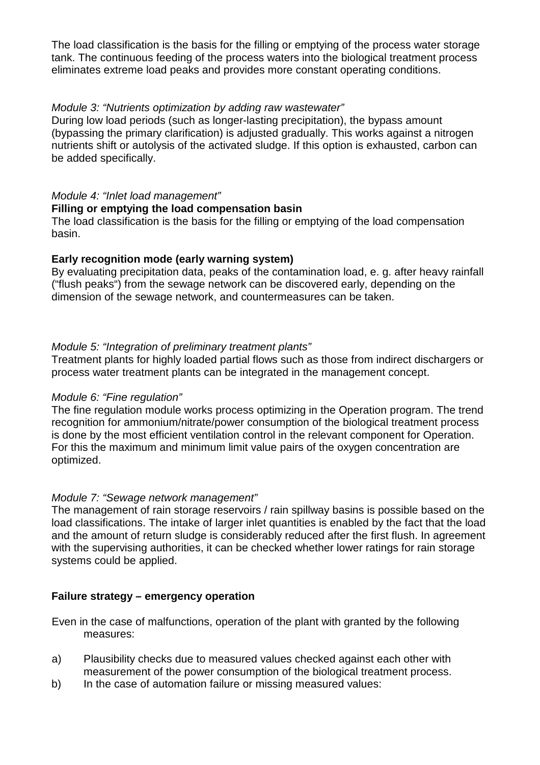The load classification is the basis for the filling or emptying of the process water storage tank. The continuous feeding of the process waters into the biological treatment process eliminates extreme load peaks and provides more constant operating conditions.

*Module 3: "Nutrients optimization by adding raw wastewater"*

During low load periods (such as longer-lasting precipitation), the bypass amount (bypassing the primary clarification) is adjusted gradually. This works against a nitrogen nutrients shift or autolysis of the activated sludge. If this option is exhausted, carbon can be added specifically.

*Module 4: "Inlet load management"*

**Filling or emptying the load compensation basin**

The load classification is the basis for the filling or emptying of the load compensation basin.

**Early recognition mode (early warning system)**

By evaluating precipitation data, peaks of the contamination load, e. g. after heavy rainfall ("flush peaks") from the sewage network can be discovered early, depending on the dimension of the sewage network, and countermeasures can be taken.

*Module 5: "Integration of preliminary treatment plants"*

Treatment plants for highly loaded partial flows such as those from indirect dischargers or process water treatment plants can be integrated in the management concept.

*Module 6: "Fine regulation"*

The fine regulation module works process optimizing in the Operation program. The trend recognition for ammonium/nitrate/power consumption of the biological treatment process is done by the most efficient ventilation control in the relevant component for Operation. For this the maximum and minimum limit value pairs of the oxygen concentration are optimized.

*Module 7: "Sewage network management"*

The management of rain storage reservoirs / rain spillway basins is possible based on the load classifications. The intake of larger inlet quantities is enabled by the fact that the load and the amount of return sludge is considerably reduced after the first flush. In agreement with the supervising authorities, it can be checked whether lower ratings for rain storage systems could be applied.

**Failure strategy – emergency operation**

Even in the case of malfunctions, operation of the plant with granted by the following measures:

a) Plausibility checks due to measured values checked against each other with measurement of the power consumption of the biological treatment process.

b) In the case of automation failure or missing measured values: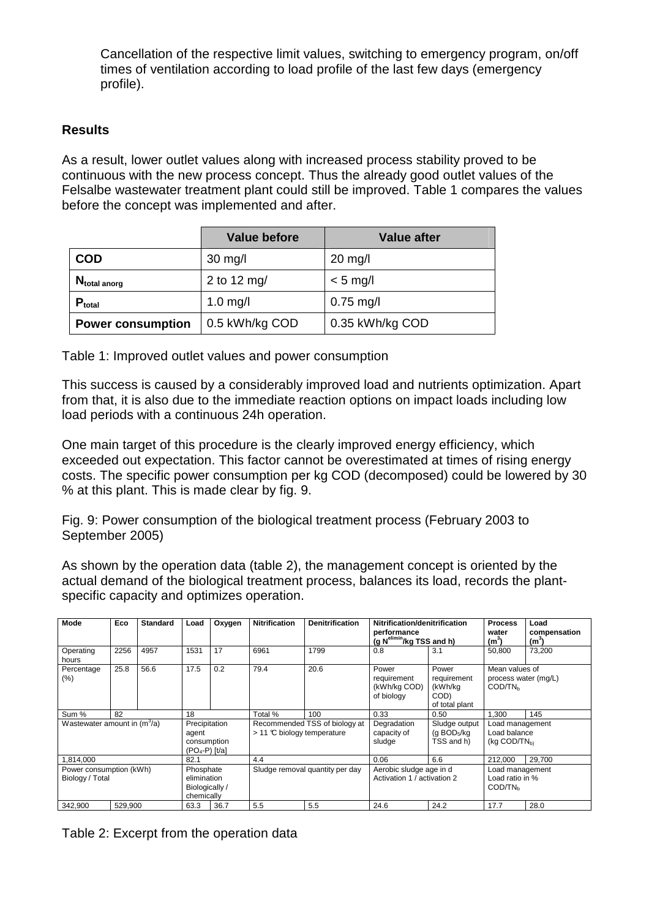Cancellation of the respective limit values, switching to emergency program, on/off times of ventilation according to load profile of the last few days (emergency profile).

## Results

As a result, lower outlet values along with increased process stability proved to be continuous with the new process concept. Thus the already good outlet values of the Felsalbe wastewater treatment plant could still be improved. Table 1 compares the values before the concept was implemented and after.

| | Value before | Value after |
|---|---|---|
| **COD** | 30 mg/l | 20 mg/l |
| **$N_{total\ anorg}$** | 2 to 12 mg/ | < 5 mg/l |
| **$P_{total}$** | 1.0 mg/l | 0.75 mg/l |
| **Power consumption** | 0.5 kWh/kg COD | 0.35 kWh/kg COD |

Table 1: Improved outlet values and power consumption

This success is caused by a considerably improved load and nutrients optimization. Apart from that, it is also due to the immediate reaction options on impact loads including low load periods with a continuous 24h operation.

One main target of this procedure is the clearly improved energy efficiency, which exceeded out expectation. This factor cannot be overestimated at times of rising energy costs. The specific power consumption per kg COD (decomposed) could be lowered by 30 % at this plant. This is made clear by fig. 9.

Fig. 9: Power consumption of the biological treatment process (February 2003 to September 2005)

As shown by the operation data (table 2), the management concept is oriented by the actual demand of the biological treatment process, balances its load, records the plant-specific capacity and optimizes operation.

| Mode | Eco | Standard | Load | Oxygen | Nitrification | Denitrification | Nitrification/denitrification performance ($g\ N^{elimin}$/kg TSS and h) | | Process water ($m^3$) | Load compensation ($m^3$) |
|---|---|---|---|---|---|---|---|---|---|---|
| Operating hours | 2256 | 4957 | 1531 | 17 | 6961 | 1799 | 0.8 | 3.1 | 50,800 | 73,200 |
| Percentage (%) | 25.8 | 56.6 | 17.5 | 0.2 | 79.4 | 20.6 | Power requirement (kWh/kg COD) of biology | Power requirement (kWh/kg COD) of total plant | Mean values of process water (mg/L) $COD/TN_b$ | |
| Sum % | 82 | | 18 | | Total % | 100 | 0.33 | 0.50 | 1,300 | 145 |
| Wastewater amount in ($m^3$/a) | | | Precipitation agent consumption ($PO_4$-P) [t/a] | | Recommended TSS of biology at > 11 °C biology temperature | | Degradation capacity of sludge | Sludge output (g $BOD_5$/kg TSS and h) | Load management Load balance (kg $COD/TN_b$) | |
| 1,814,000 | | | 82.1 | | 4.4 | | 0.06 | 6.6 | 212,000 | 29,700 |
| Power consumption (kWh) Biology / Total | | | Phosphate elimination Biologically / chemically | | Sludge removal quantity per day | | Aerobic sludge age in d Activation 1 / activation 2 | | Load management Load ratio in % $COD/TN_b$ | |
| 342,900 | 529,900 | | 63.3 | 36.7 | 5.5 | 5.5 | 24.6 | 24.2 | 17.7 | 28.0 |

Table 2: Excerpt from the operation data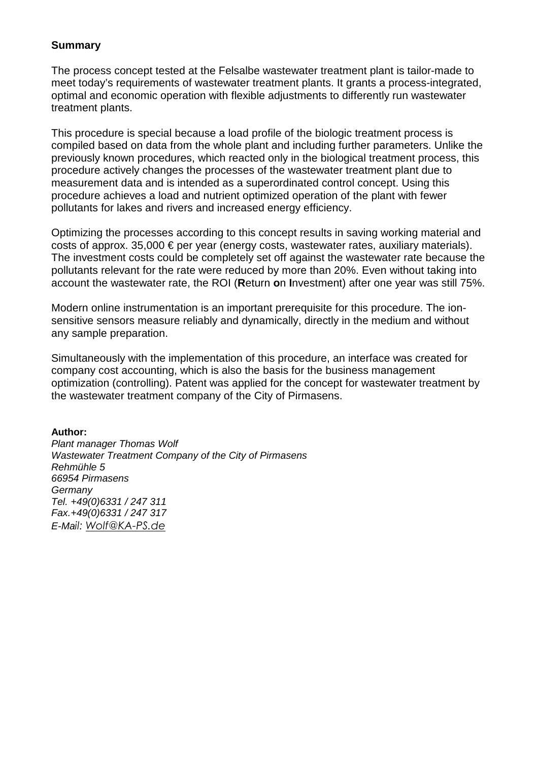**Summary**

The process concept tested at the Felsalbe wastewater treatment plant is tailor-made to meet today's requirements of wastewater treatment plants. It grants a process-integrated, optimal and economic operation with flexible adjustments to differently run wastewater treatment plants.

This procedure is special because a load profile of the biologic treatment process is compiled based on data from the whole plant and including further parameters. Unlike the previously known procedures, which reacted only in the biological treatment process, this procedure actively changes the processes of the wastewater treatment plant due to measurement data and is intended as a superordinated control concept. Using this procedure achieves a load and nutrient optimized operation of the plant with fewer pollutants for lakes and rivers and increased energy efficiency.

Optimizing the processes according to this concept results in saving working material and costs of approx. 35,000 € per year (energy costs, wastewater rates, auxiliary materials). The investment costs could be completely set off against the wastewater rate because the pollutants relevant for the rate were reduced by more than 20%. Even without taking into account the wastewater rate, the ROI (**R**eturn **o**n **I**nvestment) after one year was still 75%.

Modern online instrumentation is an important prerequisite for this procedure. The ion-sensitive sensors measure reliably and dynamically, directly in the medium and without any sample preparation.

Simultaneously with the implementation of this procedure, an interface was created for company cost accounting, which is also the basis for the business management optimization (controlling). Patent was applied for the concept for wastewater treatment by the wastewater treatment company of the City of Pirmasens.

**Author:**
*Plant manager Thomas Wolf*
*Wastewater Treatment Company of the City of Pirmasens*
*Rehmühle 5*
*66954 Pirmasens*
*Germany*
*Tel. +49(0)6331 / 247 311*
*Fax.+49(0)6331 / 247 317*
*E-Mail: Wolf@KA-PS.de*